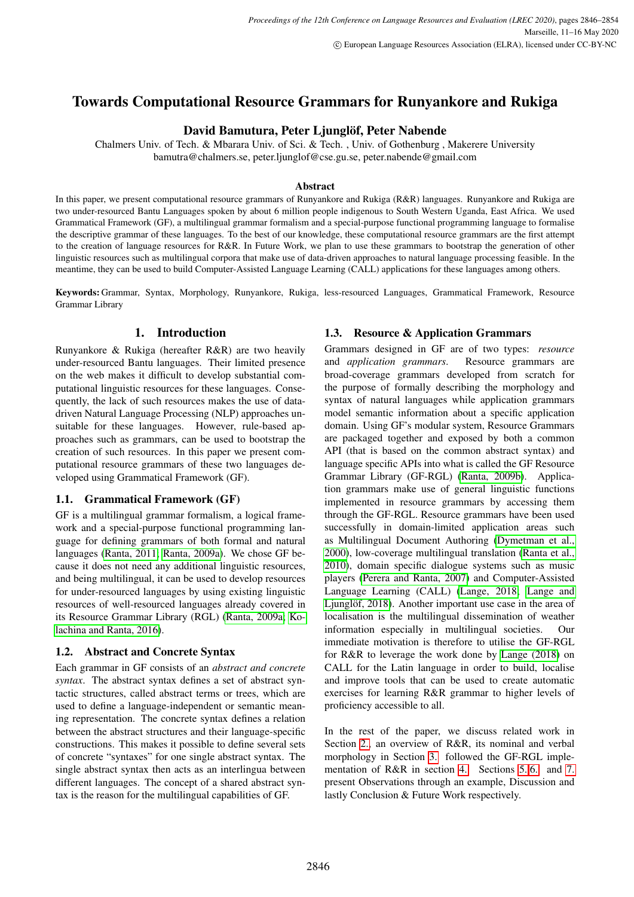# Towards Computational Resource Grammars for Runyankore and Rukiga

**David Bamutura, Peter Ljunglöf, Peter Nabende**

Chalmers Univ. of Tech. & Mbarara Univ. of Sci. & Tech. , Univ. of Gothenburg , Makerere University
bamutra@chalmers.se, peter.ljunglof@cse.gu.se, peter.nabende@gmail.com

### Abstract

In this paper, we present computational resource grammars of Runyankore and Rukiga (R&R) languages. Runyankore and Rukiga are two under-resourced Bantu Languages spoken by about 6 million people indigenous to South Western Uganda, East Africa. We used Grammatical Framework (GF), a multilingual grammar formalism and a special-purpose functional programming language to formalise the descriptive grammar of these languages. To the best of our knowledge, these computational resource grammars are the first attempt to the creation of language resources for R&R. In Future Work, we plan to use these grammars to bootstrap the generation of other linguistic resources such as multilingual corpora that make use of data-driven approaches to natural language processing feasible. In the meantime, they can be used to build Computer-Assisted Language Learning (CALL) applications for these languages among others.

**Keywords:** Grammar, Syntax, Morphology, Runyankore, Rukiga, less-resourced Languages, Grammatical Framework, Resource Grammar Library

## 1. Introduction

Runyankore & Rukiga (hereafter R&R) are two heavily under-resourced Bantu languages. Their limited presence on the web makes it difficult to develop substantial computational linguistic resources for these languages. Consequently, the lack of such resources makes the use of data-driven Natural Language Processing (NLP) approaches unsuitable for these languages. However, rule-based approaches such as grammars, can be used to bootstrap the creation of such resources. In this paper we present computational resource grammars of these two languages developed using Grammatical Framework (GF).

### 1.1. Grammatical Framework (GF)

GF is a multilingual grammar formalism, a logical framework and a special-purpose functional programming language for defining grammars of both formal and natural languages (Ranta, 2011; Ranta, 2009a). We chose GF because it does not need any additional linguistic resources, and being multilingual, it can be used to develop resources for under-resourced languages by using existing linguistic resources of well-resourced languages already covered in its Resource Grammar Library (RGL) (Ranta, 2009a; Kolachina and Ranta, 2016).

### 1.2. Abstract and Concrete Syntax

Each grammar in GF consists of an *abstract and concrete syntax*. The abstract syntax defines a set of abstract syntactic structures, called abstract terms or trees, which are used to define a language-independent or semantic meaning representation. The concrete syntax defines a relation between the abstract structures and their language-specific constructions. This makes it possible to define several sets of concrete "syntaxes" for one single abstract syntax. The single abstract syntax then acts as an interlingua between different languages. The concept of a shared abstract syntax is the reason for the multilingual capabilities of GF.

### 1.3. Resource & Application Grammars

Grammars designed in GF are of two types: *resource* and *application grammars*. Resource grammars are broad-coverage grammars developed from scratch for the purpose of formally describing the morphology and syntax of natural languages while application grammars model semantic information about a specific application domain. Using GF's modular system, Resource Grammars are packaged together and exposed by both a common API (that is based on the common abstract syntax) and language specific APIs into what is called the GF Resource Grammar Library (GF-RGL) (Ranta, 2009b). Application grammars make use of general linguistic functions implemented in resource grammars by accessing them through the GF-RGL. Resource grammars have been used successfully in domain-limited application areas such as Multilingual Document Authoring (Dymetman et al., 2000), low-coverage multilingual translation (Ranta et al., 2010), domain specific dialogue systems such as music players (Perera and Ranta, 2007) and Computer-Assisted Language Learning (CALL) (Lange, 2018; Lange and Ljunglöf, 2018). Another important use case in the area of localisation is the multilingual dissemination of weather information especially in multilingual societies. Our immediate motivation is therefore to utilise the GF-RGL for R&R to leverage the work done by Lange (2018) on CALL for the Latin language in order to build, localise and improve tools that can be used to create automatic exercises for learning R&R grammar to higher levels of proficiency accessible to all.

In the rest of the paper, we discuss related work in Section 2., an overview of R&R, its nominal and verbal morphology in Section 3. followed the GF-RGL implementation of R&R in section 4. Sections 5.,6., and 7. present Observations through an example, Discussion and lastly Conclusion & Future Work respectively.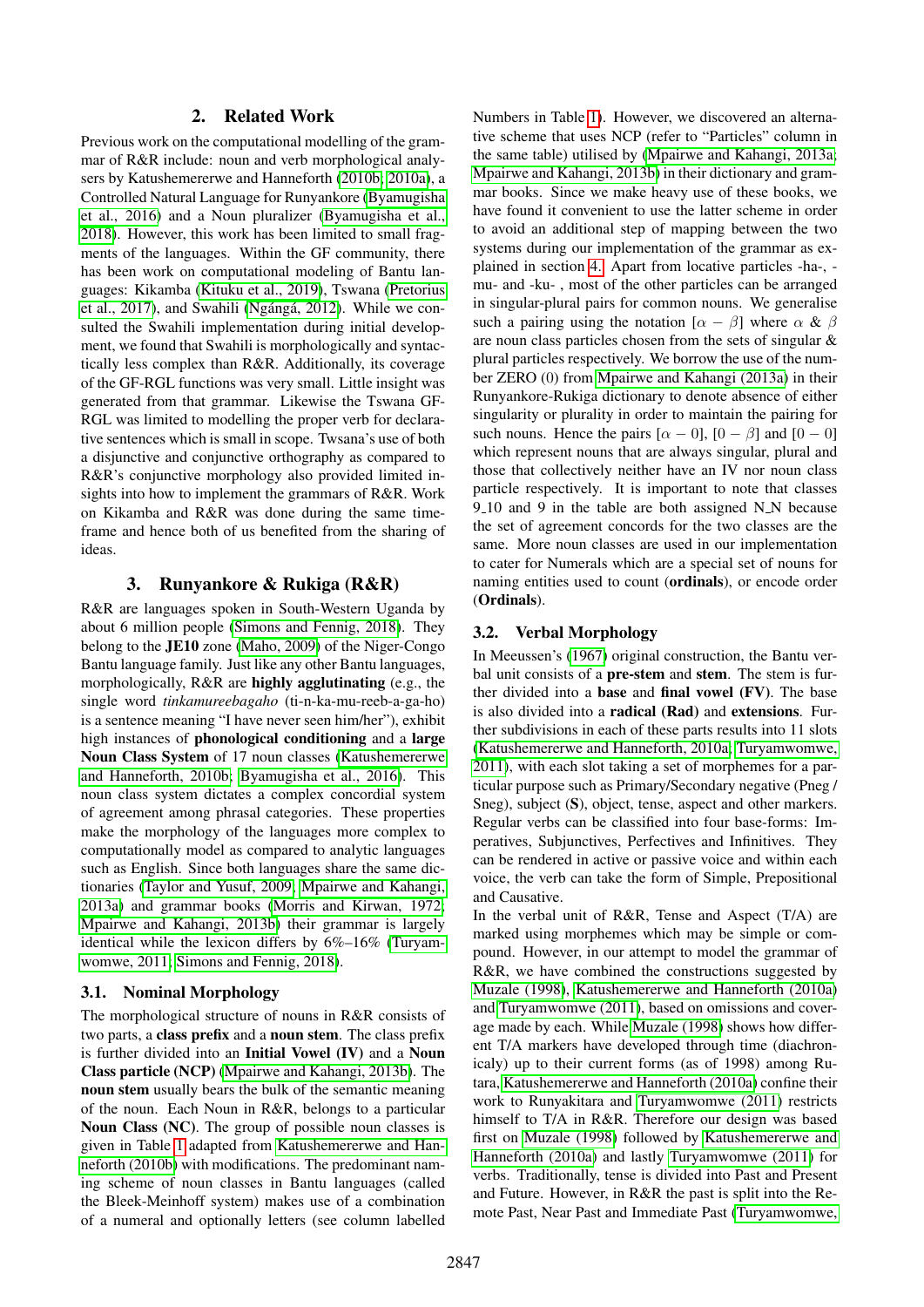## 2. Related Work

Previous work on the computational modelling of the grammar of R&R include: noun and verb morphological analysers by Katushemererwe and Hanneforth (2010b; 2010a), a Controlled Natural Language for Runyankore (Byamugisha et al., 2016) and a Noun pluralizer (Byamugisha et al., 2018). However, this work has been limited to small fragments of the languages. Within the GF community, there has been work on computational modeling of Bantu languages: Kikamba (Kituku et al., 2019), Tswana (Pretorius et al., 2017), and Swahili (Ngángá, 2012). While we consulted the Swahili implementation during initial development, we found that Swahili is morphologically and syntactically less complex than R&R. Additionally, its coverage of the GF-RGL functions was very small. Little insight was generated from that grammar. Likewise the Tswana GF-RGL was limited to modelling the proper verb for declarative sentences which is small in scope. Twsana's use of both a disjunctive and conjunctive orthography as compared to R&R's conjunctive morphology also provided limited insights into how to implement the grammars of R&R. Work on Kikamba and R&R was done during the same timeframe and hence both of us benefited from the sharing of ideas.

## 3. Runyankore & Rukiga (R&R)

R&R are languages spoken in South-Western Uganda by about 6 million people (Simons and Fennig, 2018). They belong to the **JE10** zone (Maho, 2009) of the Niger-Congo Bantu language family. Just like any other Bantu languages, morphologically, R&R are **highly agglutinating** (e.g., the single word *tinkamureebagaho* (ti-n-ka-mu-reeb-a-ga-ho) is a sentence meaning "I have never seen him/her"), exhibit high instances of **phonological conditioning** and a **large Noun Class System** of 17 noun classes (Katushemererwe and Hanneforth, 2010b; Byamugisha et al., 2016). This noun class system dictates a complex concordial system of agreement among phrasal categories. These properties make the morphology of the languages more complex to computationally model as compared to analytic languages such as English. Since both languages share the same dictionaries (Taylor and Yusuf, 2009; Mpairwe and Kahangi, 2013a) and grammar books (Morris and Kirwan, 1972; Mpairwe and Kahangi, 2013b) their grammar is largely identical while the lexicon differs by 6%–16% (Turyamwomwe, 2011; Simons and Fennig, 2018).

### 3.1. Nominal Morphology

The morphological structure of nouns in R&R consists of two parts, a **class prefix** and a **noun stem**. The class prefix is further divided into an **Initial Vowel (IV)** and a **Noun Class particle (NCP)** (Mpairwe and Kahangi, 2013b). The **noun stem** usually bears the bulk of the semantic meaning of the noun. Each Noun in R&R, belongs to a particular **Noun Class (NC)**. The group of possible noun classes is given in Table 1 adapted from Katushemererwe and Hanneforth (2010b) with modifications. The predominant naming scheme of noun classes in Bantu languages (called the Bleek-Meinhoff system) makes use of a combination of a numeral and optionally letters (see column labelled Numbers in Table 1). However, we discovered an alternative scheme that uses NCP (refer to "Particles" column in the same table) utilised by (Mpairwe and Kahangi, 2013a; Mpairwe and Kahangi, 2013b) in their dictionary and grammar books. Since we make heavy use of these books, we have found it convenient to use the latter scheme in order to avoid an additional step of mapping between the two systems during our implementation of the grammar as explained in section 4. Apart from locative particles -ha-, -mu- and -ku- , most of the other particles can be arranged in singular-plural pairs for common nouns. We generalise such a pairing using the notation $[\alpha - \beta]$ where $\alpha$ & $\beta$ are noun class particles chosen from the sets of singular & plural particles respectively. We borrow the use of the number ZERO (0) from Mpairwe and Kahangi (2013a) in their Runyankore-Rukiga dictionary to denote absence of either singularity or plurality in order to maintain the pairing for such nouns. Hence the pairs $[\alpha - 0]$, $[0 - \beta]$ and $[0 - 0]$ which represent nouns that are always singular, plural and those that collectively neither have an IV nor noun class particle respectively. It is important to note that classes 9_10 and 9 in the table are both assigned N_N because the set of agreement concords for the two classes are the same. More noun classes are used in our implementation to cater for Numerals which are a special set of nouns for naming entities used to count (**ordinals**), or encode order (**Ordinals**).

### 3.2. Verbal Morphology

In Meeussen's (1967) original construction, the Bantu verbal unit consists of a **pre-stem** and **stem**. The stem is further divided into a **base** and **final vowel (FV)**. The base is also divided into a **radical (Rad)** and **extensions**. Further subdivisions in each of these parts results into 11 slots (Katushemererwe and Hanneforth, 2010a; Turyamwomwe, 2011), with each slot taking a set of morphemes for a particular purpose such as Primary/Secondary negative (Pneg / Sneg), subject (**S**), object, tense, aspect and other markers. Regular verbs can be classified into four base-forms: Imperatives, Subjunctives, Perfectives and Infinitives. They can be rendered in active or passive voice and within each voice, the verb can take the form of Simple, Prepositional and Causative.

In the verbal unit of R&R, Tense and Aspect (T/A) are marked using morphemes which may be simple or compound. However, in our attempt to model the grammar of R&R, we have combined the constructions suggested by Muzale (1998), Katushemererwe and Hanneforth (2010a) and Turyamwomwe (2011), based on omissions and coverage made by each. While Muzale (1998) shows how different T/A markers have developed through time (diachronicaly) up to their current forms (as of 1998) among Rutara, Katushemererwe and Hanneforth (2010a) confine their work to Runyakitara and Turyamwomwe (2011) restricts himself to T/A in R&R. Therefore our design was based first on Muzale (1998) followed by Katushemererwe and Hanneforth (2010a) and lastly Turyamwomwe (2011) for verbs. Traditionally, tense is divided into Past and Present and Future. However, in R&R the past is split into the Remote Past, Near Past and Immediate Past (Turyamwomwe,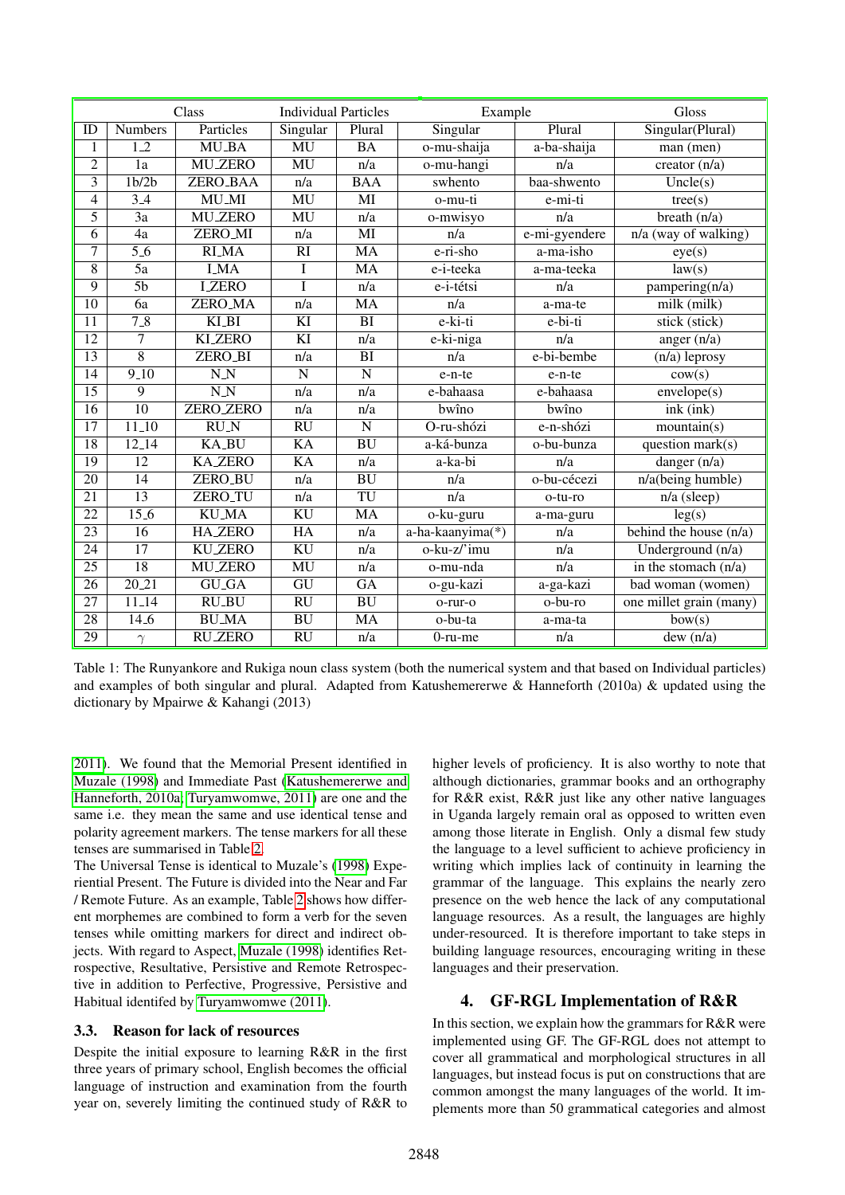| Class | | | Individual Particles | | Example | | Gloss |
|---|---|---|---|---|---|---|---|
| ID | Numbers | Particles | Singular | Plural | Singular | Plural | Singular(Plural) |
| 1 | 1_2 | MU_BA | MU | BA | o-mu-shaija | a-ba-shaija | man (men) |
| 2 | 1a | MU_ZERO | MU | n/a | o-mu-hangi | n/a | creator (n/a) |
| 3 | 1b/2b | ZERO_BAA | n/a | BAA | swhento | baa-shwento | Uncle(s) |
| 4 | 3_4 | MU_MI | MU | MI | o-mu-ti | e-mi-ti | tree(s) |
| 5 | 3a | MU_ZERO | MU | n/a | o-mwisyo | n/a | breath (n/a) |
| 6 | 4a | ZERO_MI | n/a | MI | n/a | e-mi-gyendere | n/a (way of walking) |
| 7 | 5_6 | RI_MA | RI | MA | e-ri-sho | a-ma-isho | eye(s) |
| 8 | 5a | I_MA | I | MA | e-i-teeka | a-ma-teeka | law(s) |
| 9 | 5b | I_ZERO | I | n/a | e-i-tétsi | n/a | pampering(n/a) |
| 10 | 6a | ZERO_MA | n/a | MA | n/a | a-ma-te | milk (milk) |
| 11 | 7_8 | KI_BI | KI | BI | e-ki-ti | e-bi-ti | stick (stick) |
| 12 | 7 | KI_ZERO | KI | n/a | e-ki-niga | n/a | anger (n/a) |
| 13 | 8 | ZERO_BI | n/a | BI | n/a | e-bi-bembe | (n/a) leprosy |
| 14 | 9_10 | N_N | N | N | e-n-te | e-n-te | cow(s) |
| 15 | 9 | N_N | n/a | n/a | e-bahaasa | e-bahaasa | envelope(s) |
| 16 | 10 | ZERO_ZERO | n/a | n/a | bwîno | bwîno | ink (ink) |
| 17 | 11_10 | RU_N | RU | N | O-ru-shózi | e-n-shózi | mountain(s) |
| 18 | 12_14 | KA_BU | KA | BU | a-ká-bunza | o-bu-bunza | question mark(s) |
| 19 | 12 | KA_ZERO | KA | n/a | a-ka-bi | n/a | danger (n/a) |
| 20 | 14 | ZERO_BU | n/a | BU | n/a | o-bu-cécezi | n/a(being humble) |
| 21 | 13 | ZERO_TU | n/a | TU | n/a | o-tu-ro | n/a (sleep) |
| 22 | 15_6 | KU_MA | KU | MA | o-ku-guru | a-ma-guru | leg(s) |
| 23 | 16 | HA_ZERO | HA | n/a | a-ha-kaanyima(*) | n/a | behind the house (n/a) |
| 24 | 17 | KU_ZERO | KU | n/a | o-ku-z/'imu | n/a | Underground (n/a) |
| 25 | 18 | MU_ZERO | MU | n/a | o-mu-nda | n/a | in the stomach (n/a) |
| 26 | 20_21 | GU_GA | GU | GA | o-gu-kazi | a-ga-kazi | bad woman (women) |
| 27 | 11_14 | RU_BU | RU | BU | o-rur-o | o-bu-ro | one millet grain (many) |
| 28 | 14_6 | BU_MA | BU | MA | o-bu-ta | a-ma-ta | bow(s) |
| 29 | $\gamma$ | RU_ZERO | RU | n/a | 0-ru-me | n/a | dew (n/a) |

Table 1: The Runyankore and Rukiga noun class system (both the numerical system and that based on Individual particles) and examples of both singular and plural. Adapted from Katushemererwe & Hanneforth (2010a) & updated using the dictionary by Mpairwe & Kahangi (2013)

2011). We found that the Memorial Present identified in Muzale (1998) and Immediate Past (Katushemererwe and Hanneforth, 2010a; Turyamwomwe, 2011) are one and the same i.e. they mean the same and use identical tense and polarity agreement markers. The tense markers for all these tenses are summarised in Table 2.

The Universal Tense is identical to Muzale's (1998) Experiential Present. The Future is divided into the Near and Far / Remote Future. As an example, Table 2 shows how different morphemes are combined to form a verb for the seven tenses while omitting markers for direct and indirect objects. With regard to Aspect, Muzale (1998) identifies Retrospective, Resultative, Persistive and Remote Retrospective in addition to Perfective, Progressive, Persistive and Habitual identifed by Turyamwomwe (2011).

### 3.3. Reason for lack of resources

Despite the initial exposure to learning R&R in the first three years of primary school, English becomes the official language of instruction and examination from the fourth year on, severely limiting the continued study of R&R to higher levels of proficiency. It is also worthy to note that although dictionaries, grammar books and an orthography for R&R exist, R&R just like any other native languages in Uganda largely remain oral as opposed to written even among those literate in English. Only a dismal few study the language to a level sufficient to achieve proficiency in writing which implies lack of continuity in learning the grammar of the language. This explains the nearly zero presence on the web hence the lack of any computational language resources. As a result, the languages are highly under-resourced. It is therefore important to take steps in building language resources, encouraging writing in these languages and their preservation.

## 4. GF-RGL Implementation of R&R

In this section, we explain how the grammars for R&R were implemented using GF. The GF-RGL does not attempt to cover all grammatical and morphological structures in all languages, but instead focus is put on constructions that are common amongst the many languages of the world. It implements more than 50 grammatical categories and almost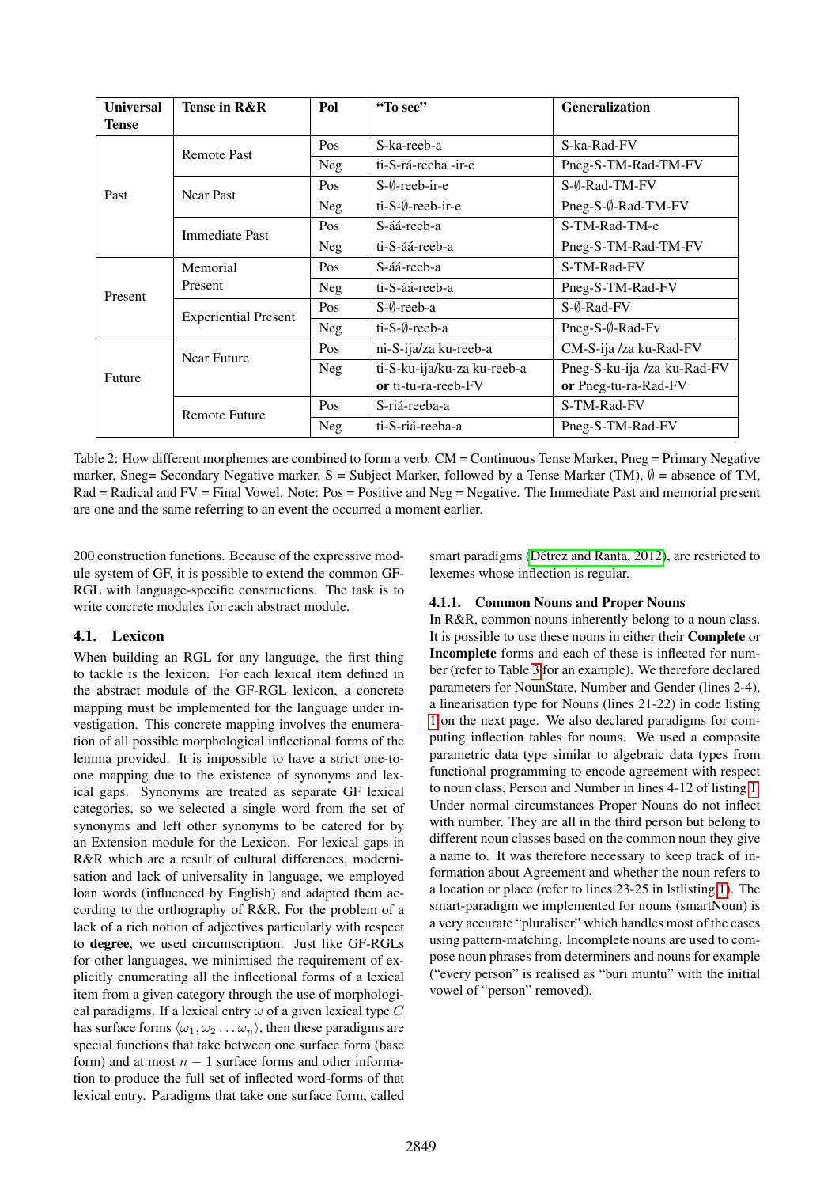| Universal Tense | Tense in R&R | Pol | "To see" | Generalization |
|---|---|---|---|---|
| Past | Remote Past | Pos | S-ka-reeb-a | S-ka-Rad-FV |
| | | Neg | ti-S-rá-reeba -ir-e | Pneg-S-TM-Rad-TM-FV |
| | Near Past | Pos | S-∅-reeb-ir-e | S-∅-Rad-TM-FV |
| | | Neg | ti-S-∅-reeb-ir-e | Pneg-S-∅-Rad-TM-FV |
| | Immediate Past | Pos | S-áá-reeb-a | S-TM-Rad-TM-e |
| | | Neg | ti-S-áá-reeb-a | Pneg-S-TM-Rad-TM-FV |
| Present | Memorial Present | Pos | S-áá-reeb-a | S-TM-Rad-FV |
| | | Neg | ti-S-áá-reeb-a | Pneg-S-TM-Rad-FV |
| | Experiential Present | Pos | S-∅-reeb-a | S-∅-Rad-FV |
| | | Neg | ti-S-∅-reeb-a | Pneg-S-∅-Rad-Fv |
| Future | Near Future | Pos | ni-S-ija/za ku-reeb-a | CM-S-ija /za ku-Rad-FV |
| | | Neg | ti-S-ku-ija/ku-za ku-reeb-a **or** ti-tu-ra-reeb-FV | Pneg-S-ku-ija /za ku-Rad-FV **or** Pneg-tu-ra-Rad-FV |
| | Remote Future | Pos | S-riá-reeba-a | S-TM-Rad-FV |
| | | Neg | ti-S-riá-reeba-a | Pneg-S-TM-Rad-FV |

Table 2: How different morphemes are combined to form a verb. CM = Continuous Tense Marker, Pneg = Primary Negative marker, Sneg= Secondary Negative marker, S = Subject Marker, followed by a Tense Marker (TM), ∅ = absence of TM, Rad = Radical and FV = Final Vowel. Note: Pos = Positive and Neg = Negative. The Immediate Past and memorial present are one and the same referring to an event the occurred a moment earlier.

200 construction functions. Because of the expressive module system of GF, it is possible to extend the common GF-RGL with language-specific constructions. The task is to write concrete modules for each abstract module.

## 4.1. Lexicon

When building an RGL for any language, the first thing to tackle is the lexicon. For each lexical item defined in the abstract module of the GF-RGL lexicon, a concrete mapping must be implemented for the language under investigation. This concrete mapping involves the enumeration of all possible morphological inflectional forms of the lemma provided. It is impossible to have a strict one-to-one mapping due to the existence of synonyms and lexical gaps. Synonyms are treated as separate GF lexical categories, so we selected a single word from the set of synonyms and left other synonyms to be catered for by an Extension module for the Lexicon. For lexical gaps in R&R which are a result of cultural differences, modernisation and lack of universality in language, we employed loan words (influenced by English) and adapted them according to the orthography of R&R. For the problem of a lack of a rich notion of adjectives particularly with respect to **degree**, we used circumscription. Just like GF-RGLs for other languages, we minimised the requirement of explicitly enumerating all the inflectional forms of a lexical item from a given category through the use of morphological paradigms. If a lexical entry $\omega$ of a given lexical type $C$ has surface forms $\langle \omega_1, \omega_2 \ldots \omega_n \rangle$, then these paradigms are special functions that take between one surface form (base form) and at most $n-1$ surface forms and other information to produce the full set of inflected word-forms of that lexical entry. Paradigms that take one surface form, called smart paradigms (Détrez and Ranta, 2012), are restricted to lexemes whose inflection is regular.

### 4.1.1. Common Nouns and Proper Nouns

In R&R, common nouns inherently belong to a noun class. It is possible to use these nouns in either their **Complete** or **Incomplete** forms and each of these is inflected for number (refer to Table 3 for an example). We therefore declared parameters for NounState, Number and Gender (lines 2-4), a linearisation type for Nouns (lines 21-22) in code listing 1 on the next page. We also declared paradigms for computing inflection tables for nouns. We used a composite parametric data type similar to algebraic data types from functional programming to encode agreement with respect to noun class, Person and Number in lines 4-12 of listing 1. Under normal circumstances Proper Nouns do not inflect with number. They are all in the third person but belong to different noun classes based on the common noun they give a name to. It was therefore necessary to keep track of information about Agreement and whether the noun refers to a location or place (refer to lines 23-25 in lstlisting 1). The smart-paradigm we implemented for nouns (smartNoun) is a very accurate "pluraliser" which handles most of the cases using pattern-matching. Incomplete nouns are used to compose noun phrases from determiners and nouns for example ("every person" is realised as "buri muntu" with the initial vowel of "person" removed).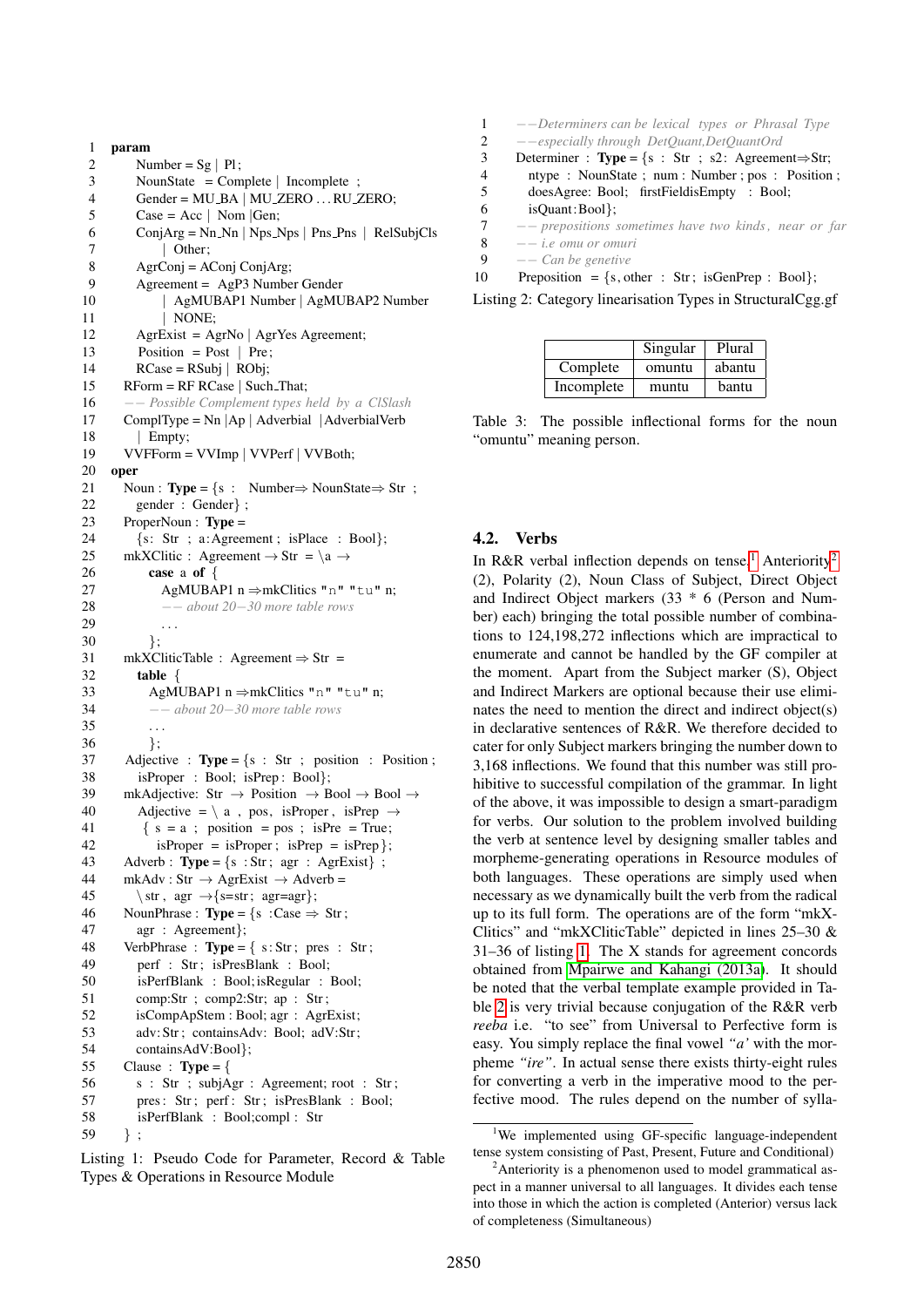```
1  param
2      Number = Sg | Pl;
3      NounState  = Complete | Incomplete ;
4      Gender = MU_BA | MU_ZERO ... RU_ZERO;
5      Case = Acc | Nom |Gen;
6      ConjArg = Nn_Nn | Nps_Nps | Pns_Pns | RelSubjCls
7          | Other;
8      AgrConj = AConj ConjArg;
9      Agreement =  AgP3 Number Gender
10         | AgMUBAP1 Number | AgMUBAP2 Number
11         | NONE;
12     AgrExist = AgrNo | AgrYes Agreement;
13     Position  = Post  |  Pre;
14     RCase = RSubj | RObj;
15   RForm = RF RCase | Such_That;
16   -- Possible Complement types held  by  a  ClSlash
17   ComplType = Nn |Ap | Adverbial  |AdverbialVerb
18     | Empty;
19   VVFForm = VVImp | VVPerf | VVBoth;
20 oper
21   Noun : Type = {s :   Number⇒ NounState⇒ Str  ;
22     gender  :  Gender} ;
23   ProperNoun : Type =
24     {s:  Str  ; a:Agreement ; isPlace  : Bool};
25   mkXClitic :  Agreement → Str  = \a  →
26       case  a  of  {
27         AgMUBAP1 n ⇒mkClitics "n" "tu" n;
28         -- about 20−30 more table rows
29         ...
30       };
31   mkXCliticTable :  Agreement ⇒ Str  =
32       table  {
33         AgMUBAP1 n ⇒mkClitics "n" "tu" n;
34         -- about 20−30 more table rows
35         ...
36       };
37  Adjective  :  Type = {s  :  Str  ;  position  :  Position ;
38     isProper  : Bool;  isPrep :  Bool};
39   mkAdjective: Str  → Position  → Bool → Bool →
40      Adjective  = \ a  ,  pos,  isProper ,  isPrep  →
41      {  s  = a  ;   position  = pos ;  isPre  = True;
42        isProper  = isProper ;  isPrep  = isPrep};
43   Adverb :  Type = {s  : Str ;  agr  :  AgrExist} ;
44   mkAdv : Str  → AgrExist  → Adverb =
45     \ str ,  agr  →{s=str;  agr=agr};
46   NounPhrase :  Type = {s  :Case ⇒  Str ;
47     agr  :  Agreement};
48   VerbPhrase  :  Type = {  s: Str ;  pres  :  Str ;
49     perf  :  Str ; isPresBlank  :  Bool;
50     isPerfBlank  :  Bool;isRegular  :  Bool;
51     comp:Str  ; comp2:Str;  ap  :  Str ;
52     isCompApStem : Bool; agr  :  AgrExist;
53     adv: Str ;  containsAdv:  Bool;  adV:Str;
54     containsAdV:Bool};
55   Clause  :  Type = {
56     s  :  Str  ;  subjAgr  :  Agreement; root  :  Str ;
57     pres :  Str ;  perf :  Str ; isPresBlank  :  Bool;
58     isPerfBlank  :  Bool;compl  :  Str
59   } ;
```

Listing 1: Pseudo Code for Parameter, Record & Table Types & Operations in Resource Module

```
1    --Determiners can be lexical  types  or  Phrasal Type
2    --especially through  DetQuant,DetQuantOrd
3    Determiner  :  Type = {s  :  Str  ;  s2:  Agreement⇒Str;
4      ntype  :  NounState ;  num : Number ; pos  :  Position ;
5      doesAgree: Bool;  firstFieldisEmpty   :  Bool;
6      isQuant:Bool};
7    -- prepositions  sometimes have two kinds ,  near  or  far
8    -- i.e omu or omuri
9    -- Can be genetive
10    Preposition  = {s, other  :  Str ; isGenPrep  :  Bool};
```

Listing 2: Category linearisation Types in StructuralCgg.gf

| | Singular | Plural |
|---|---|---|
| Complete | omuntu | abantu |
| Incomplete | muntu | bantu |

Table 3: The possible inflectional forms for the noun "omuntu" meaning person.

## 4.2. Verbs

In R&R verbal inflection depends on tense,[1] Anteriority[2] (2), Polarity (2), Noun Class of Subject, Direct Object and Indirect Object markers (33 * 6 (Person and Number) each) bringing the total possible number of combinations to 124,198,272 inflections which are impractical to enumerate and cannot be handled by the GF compiler at the moment. Apart from the Subject marker (S), Object and Indirect Markers are optional because their use eliminates the need to mention the direct and indirect object(s) in declarative sentences of R&R. We therefore decided to cater for only Subject markers bringing the number down to 3,168 inflections. We found that this number was still prohibitive to successful compilation of the grammar. In light of the above, it was impossible to design a smart-paradigm for verbs. Our solution to the problem involved building the verb at sentence level by designing smaller tables and morpheme-generating operations in Resource modules of both languages. These operations are simply used when necessary as we dynamically built the verb from the radical up to its full form. The operations are of the form "mkXClitics" and "mkXCliticTable" depicted in lines 25–30 & 31–36 of listing 1. The X stands for agreement concords obtained from Mpairwe and Kahangi (2013a). It should be noted that the verbal template example provided in Table 2 is very trivial because conjugation of the R&R verb *reeba* i.e. "to see" from Universal to Perfective form is easy. You simply replace the final vowel *"a'* with the morpheme *"ire"*. In actual sense there exists thirty-eight rules for converting a verb in the imperative mood to the perfective mood. The rules depend on the number of sylla-

[1] We implemented using GF-specific language-independent tense system consisting of Past, Present, Future and Conditional)

[2] Anteriority is a phenomenon used to model grammatical aspect in a manner universal to all languages. It divides each tense into those in which the action is completed (Anterior) versus lack of completeness (Simultaneous)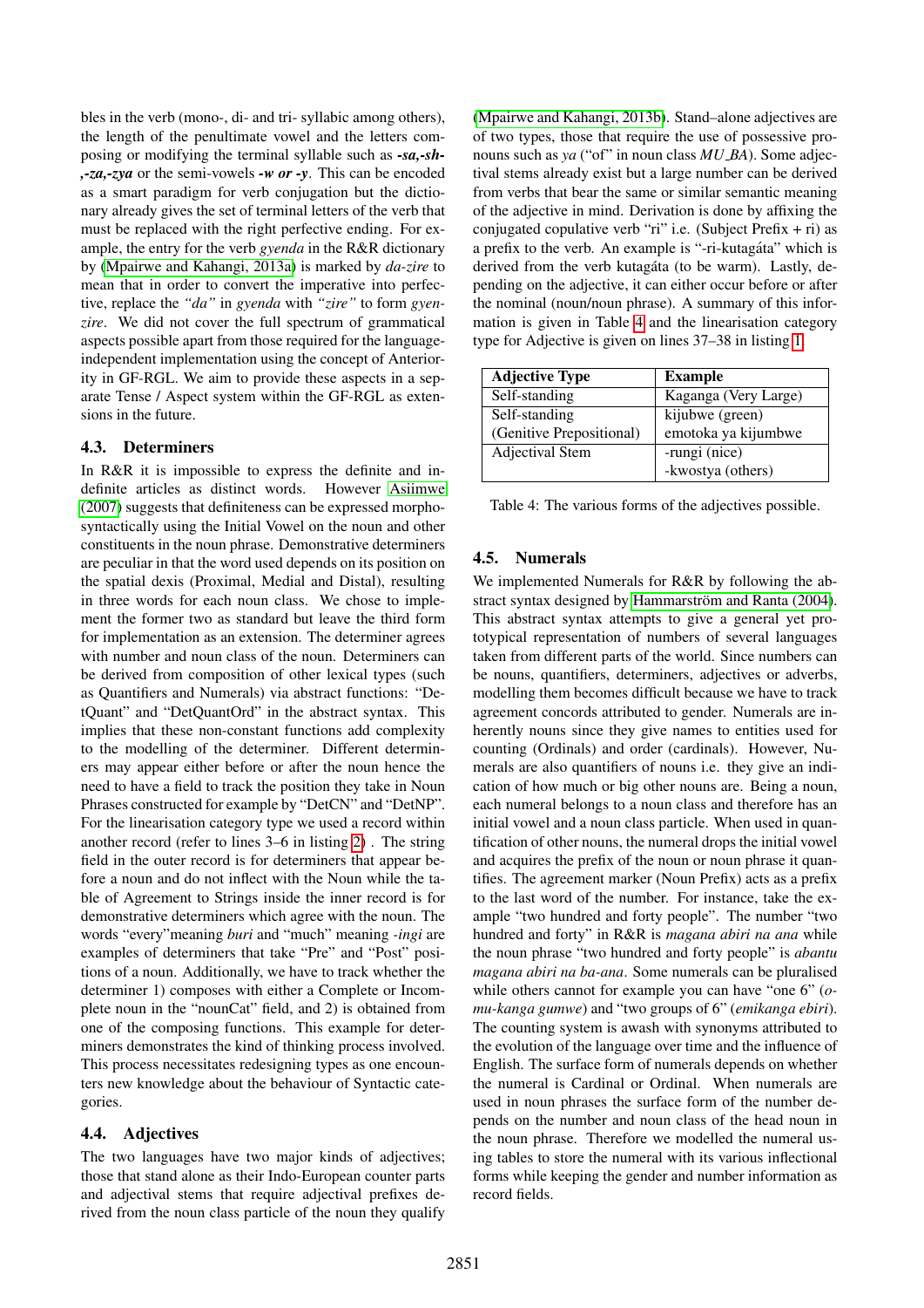bles in the verb (mono-, di- and tri- syllabic among others), the length of the penultimate vowel and the letters composing or modifying the terminal syllable such as ***-sa,-sh-,-za,-zya*** or the semi-vowels ***-w or -y***. This can be encoded as a smart paradigm for verb conjugation but the dictionary already gives the set of terminal letters of the verb that must be replaced with the right perfective ending. For example, the entry for the verb *gyenda* in the R&R dictionary by (Mpairwe and Kahangi, 2013a) is marked by *da-zire* to mean that in order to convert the imperative into perfective, replace the *"da"* in *gyenda* with *"zire"* to form *gyenzire*. We did not cover the full spectrum of grammatical aspects possible apart from those required for the language-independent implementation using the concept of Anteriority in GF-RGL. We aim to provide these aspects in a separate Tense / Aspect system within the GF-RGL as extensions in the future.

### 4.3. Determiners

In R&R it is impossible to express the definite and indefinite articles as distinct words. However Asiimwe (2007) suggests that definiteness can be expressed morphosyntactically using the Initial Vowel on the noun and other constituents in the noun phrase. Demonstrative determiners are peculiar in that the word used depends on its position on the spatial dexis (Proximal, Medial and Distal), resulting in three words for each noun class. We chose to implement the former two as standard but leave the third form for implementation as an extension. The determiner agrees with number and noun class of the noun. Determiners can be derived from composition of other lexical types (such as Quantifiers and Numerals) via abstract functions: "DetQuant" and "DetQuantOrd" in the abstract syntax. This implies that these non-constant functions add complexity to the modelling of the determiner. Different determiners may appear either before or after the noun hence the need to have a field to track the position they take in Noun Phrases constructed for example by "DetCN" and "DetNP". For the linearisation category type we used a record within another record (refer to lines 3–6 in listing 2) . The string field in the outer record is for determiners that appear before a noun and do not inflect with the Noun while the table of Agreement to Strings inside the inner record is for demonstrative determiners which agree with the noun. The words "every"meaning *buri* and "much" meaning *-ingi* are examples of determiners that take "Pre" and "Post" positions of a noun. Additionally, we have to track whether the determiner 1) composes with either a Complete or Incomplete noun in the "nounCat" field, and 2) is obtained from one of the composing functions. This example for determiners demonstrates the kind of thinking process involved. This process necessitates redesigning types as one encounters new knowledge about the behaviour of Syntactic categories.

### 4.4. Adjectives

The two languages have two major kinds of adjectives; those that stand alone as their Indo-European counter parts and adjectival stems that require adjectival prefixes derived from the noun class particle of the noun they qualify (Mpairwe and Kahangi, 2013b). Stand–alone adjectives are of two types, those that require the use of possessive pronouns such as *ya* ("of" in noun class *MU_BA*). Some adjectival stems already exist but a large number can be derived from verbs that bear the same or similar semantic meaning of the adjective in mind. Derivation is done by affixing the conjugated copulative verb "ri" i.e. (Subject Prefix + ri) as a prefix to the verb. An example is "-ri-kutagáta" which is derived from the verb kutagáta (to be warm). Lastly, depending on the adjective, it can either occur before or after the nominal (noun/noun phrase). A summary of this information is given in Table 4 and the linearisation category type for Adjective is given on lines 37–38 in listing 1.

| Adjective Type | Example |
|---|---|
| Self-standing | Kaganga (Very Large) |
| Self-standing (Genitive Prepositional) | kijubwe (green) emotoka ya kijumbwe |
| Adjectival Stem | -rungi (nice) -kwostya (others) |

Table 4: The various forms of the adjectives possible.

### 4.5. Numerals

We implemented Numerals for R&R by following the abstract syntax designed by Hammarström and Ranta (2004). This abstract syntax attempts to give a general yet prototypical representation of numbers of several languages taken from different parts of the world. Since numbers can be nouns, quantifiers, determiners, adjectives or adverbs, modelling them becomes difficult because we have to track agreement concords attributed to gender. Numerals are inherently nouns since they give names to entities used for counting (Ordinals) and order (cardinals). However, Numerals are also quantifiers of nouns i.e. they give an indication of how much or big other nouns are. Being a noun, each numeral belongs to a noun class and therefore has an initial vowel and a noun class particle. When used in quantification of other nouns, the numeral drops the initial vowel and acquires the prefix of the noun or noun phrase it quantifies. The agreement marker (Noun Prefix) acts as a prefix to the last word of the number. For instance, take the example "two hundred and forty people". The number "two hundred and forty" in R&R is *magana abiri na ana* while the noun phrase "two hundred and forty people" is *abantu magana abiri na ba-ana*. Some numerals can be pluralised while others cannot for example you can have "one 6" (*o-mu-kanga gumwe*) and "two groups of 6" (*emikanga ebiri*). The counting system is awash with synonyms attributed to the evolution of the language over time and the influence of English. The surface form of numerals depends on whether the numeral is Cardinal or Ordinal. When numerals are used in noun phrases the surface form of the number depends on the number and noun class of the head noun in the noun phrase. Therefore we modelled the numeral using tables to store the numeral with its various inflectional forms while keeping the gender and number information as record fields.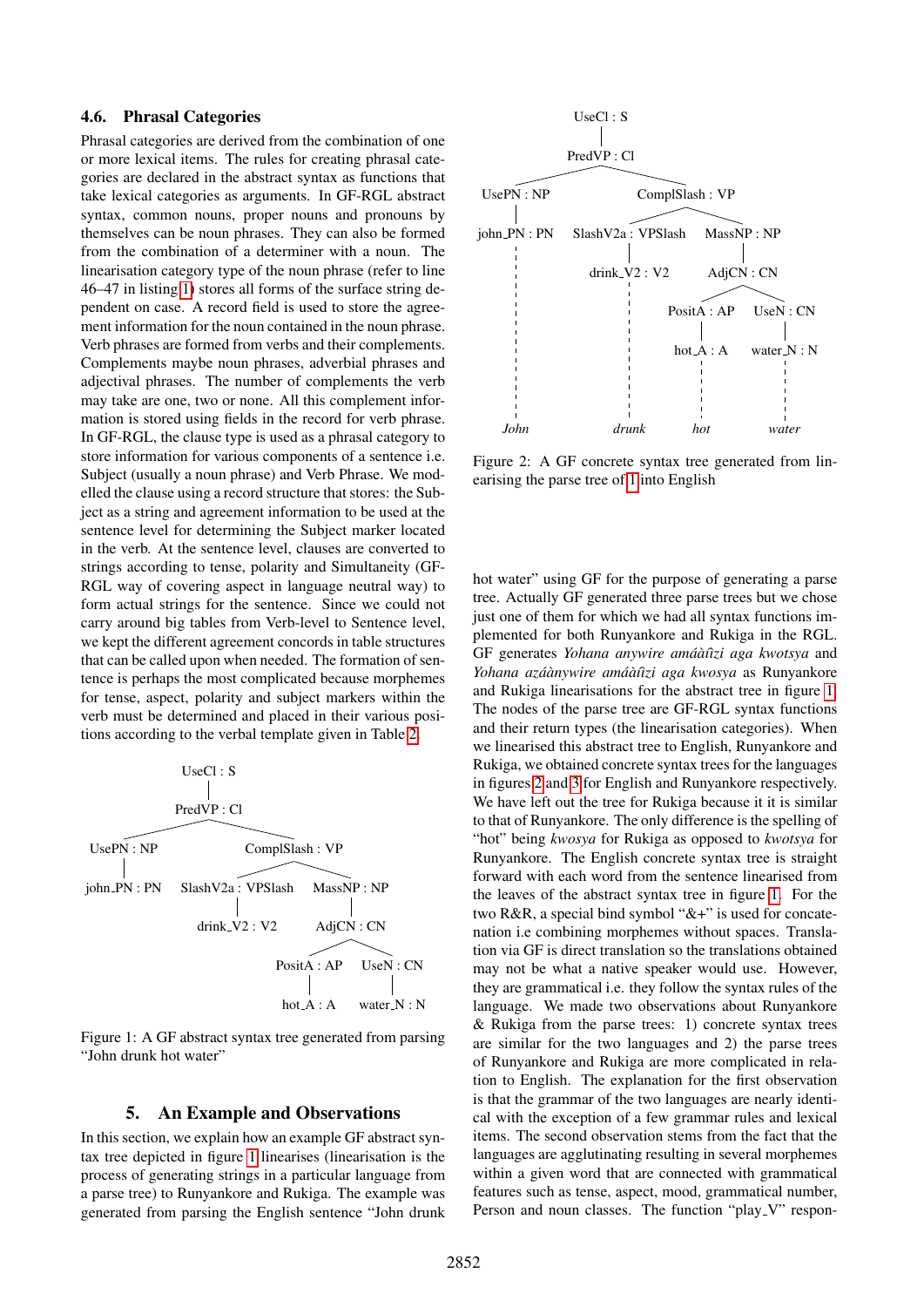### 4.6. Phrasal Categories

Phrasal categories are derived from the combination of one or more lexical items. The rules for creating phrasal categories are declared in the abstract syntax as functions that take lexical categories as arguments. In GF-RGL abstract syntax, common nouns, proper nouns and pronouns by themselves can be noun phrases. They can also be formed from the combination of a determiner with a noun. The linearisation category type of the noun phrase (refer to line 46–47 in listing 1) stores all forms of the surface string dependent on case. A record field is used to store the agreement information for the noun contained in the noun phrase. Verb phrases are formed from verbs and their complements. Complements maybe noun phrases, adverbial phrases and adjectival phrases. The number of complements the verb may take are one, two or none. All this complement information is stored using fields in the record for verb phrase. In GF-RGL, the clause type is used as a phrasal category to store information for various components of a sentence i.e. Subject (usually a noun phrase) and Verb Phrase. We modelled the clause using a record structure that stores: the Subject as a string and agreement information to be used at the sentence level for determining the Subject marker located in the verb. At the sentence level, clauses are converted to strings according to tense, polarity and Simultaneity (GF-RGL way of covering aspect in language neutral way) to form actual strings for the sentence. Since we could not carry around big tables from Verb-level to Sentence level, we kept the different agreement concords in table structures that can be called upon when needed. The formation of sentence is perhaps the most complicated because morphemes for tense, aspect, polarity and subject markers within the verb must be determined and placed in their various positions according to the verbal template given in Table 2.

```
                UseCl : S
                    |
                PredVP : Cl
               /           \
      UsePN : NP          ComplSlash : VP
          |               /              \
    john_PN : PN   SlashV2a : VPSlash   MassNP : NP
                        |                   |
                  drunk_V2 : V2        AdjCN : CN
                                       /        \
                               PositA : AP    UseN : CN
                                    |             |
                                hot_A : A     water_N : N
```

Figure 1: A GF abstract syntax tree generated from parsing "John drunk hot water"

```
                UseCl : S
                    |
                PredVP : Cl
               /           \
      UsePN : NP          ComplSlash : VP
          |               /              \
    john_PN : PN   SlashV2a : VPSlash   MassNP : NP
          :             |                   |
          :       drunk_V2 : V2        AdjCN : CN
          :             :              /        \
          :             :      PositA : AP    UseN : CN
          :             :           |             |
          :             :       hot_A : A     water_N : N
          :             :           :             :
        John          drunk        hot          water
```

Figure 2: A GF concrete syntax tree generated from linearising the parse tree of 1 into English

## 5. An Example and Observations

In this section, we explain how an example GF abstract syntax tree depicted in figure 1 linearises (linearisation is the process of generating strings in a particular language from a parse tree) to Runyankore and Rukiga. The example was generated from parsing the English sentence "John drunk hot water" using GF for the purpose of generating a parse tree. Actually GF generated three parse trees but we chose just one of them for which we had all syntax functions implemented for both Runyankore and Rukiga in the RGL. GF generates *Yohana anywire amáàîzi aga kwotsya* and *Yohana azáànywire amáàîzi aga kwosya* as Runyankore and Rukiga linearisations for the abstract tree in figure 1. The nodes of the parse tree are GF-RGL syntax functions and their return types (the linearisation categories). When we linearised this abstract tree to English, Runyankore and Rukiga, we obtained concrete syntax trees for the languages in figures 2 and 3 for English and Runyankore respectively. We have left out the tree for Rukiga because it it is similar to that of Runyankore. The only difference is the spelling of "hot" being *kwosya* for Rukiga as opposed to *kwotsya* for Runyankore. The English concrete syntax tree is straight forward with each word from the sentence linearised from the leaves of the abstract syntax tree in figure 1. For the two R&R, a special bind symbol "&+" is used for concatenation i.e combining morphemes without spaces. Translation via GF is direct translation so the translations obtained may not be what a native speaker would use. However, they are grammatical i.e. they follow the syntax rules of the language. We made two observations about Runyankore & Rukiga from the parse trees: 1) concrete syntax trees are similar for the two languages and 2) the parse trees of Runyankore and Rukiga are more complicated in relation to English. The explanation for the first observation is that the grammar of the two languages are nearly identical with the exception of a few grammar rules and lexical items. The second observation stems from the fact that the languages are agglutinating resulting in several morphemes within a given word that are connected with grammatical features such as tense, aspect, mood, grammatical number, Person and noun classes. The function "play_V" respon-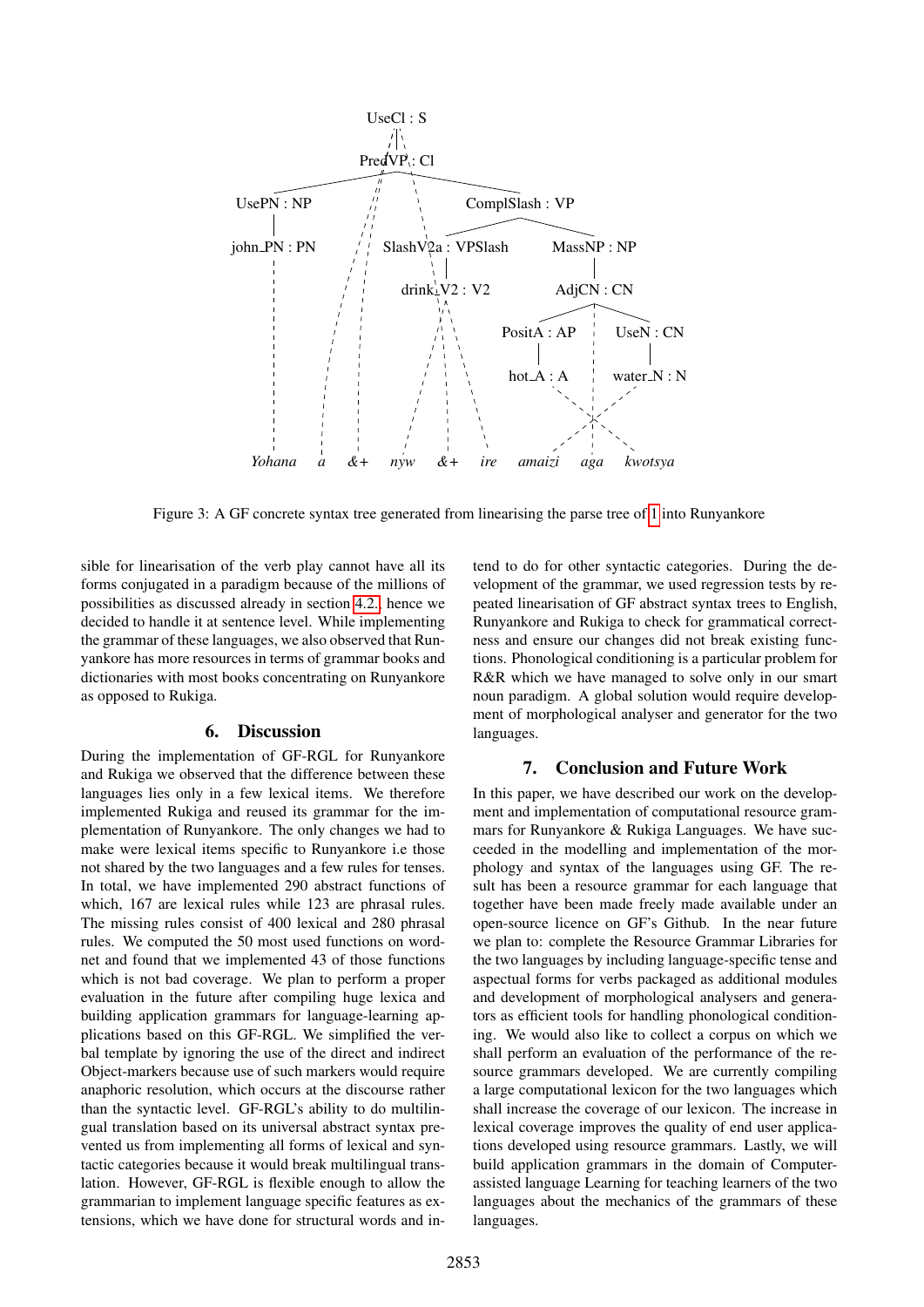Figure 3: A GF concrete syntax tree generated from linearising the parse tree of 1 into Runyankore

sible for linearisation of the verb play cannot have all its forms conjugated in a paradigm because of the millions of possibilities as discussed already in section 4.2., hence we decided to handle it at sentence level. While implementing the grammar of these languages, we also observed that Runyankore has more resources in terms of grammar books and dictionaries with most books concentrating on Runyankore as opposed to Rukiga.

## 6. Discussion

During the implementation of GF-RGL for Runyankore and Rukiga we observed that the difference between these languages lies only in a few lexical items. We therefore implemented Rukiga and reused its grammar for the implementation of Runyankore. The only changes we had to make were lexical items specific to Runyankore i.e those not shared by the two languages and a few rules for tenses. In total, we have implemented 290 abstract functions of which, 167 are lexical rules while 123 are phrasal rules. The missing rules consist of 400 lexical and 280 phrasal rules. We computed the 50 most used functions on wordnet and found that we implemented 43 of those functions which is not bad coverage. We plan to perform a proper evaluation in the future after compiling huge lexica and building application grammars for language-learning applications based on this GF-RGL. We simplified the verbal template by ignoring the use of the direct and indirect Object-markers because use of such markers would require anaphoric resolution, which occurs at the discourse rather than the syntactic level. GF-RGL's ability to do multilingual translation based on its universal abstract syntax prevented us from implementing all forms of lexical and syntactic categories because it would break multilingual translation. However, GF-RGL is flexible enough to allow the grammarian to implement language specific features as extensions, which we have done for structural words and intend to do for other syntactic categories. During the development of the grammar, we used regression tests by repeated linearisation of GF abstract syntax trees to English, Runyankore and Rukiga to check for grammatical correctness and ensure our changes did not break existing functions. Phonological conditioning is a particular problem for R&R which we have managed to solve only in our smart noun paradigm. A global solution would require development of morphological analyser and generator for the two languages.

## 7. Conclusion and Future Work

In this paper, we have described our work on the development and implementation of computational resource grammars for Runyankore & Rukiga Languages. We have succeeded in the modelling and implementation of the morphology and syntax of the languages using GF. The result has been a resource grammar for each language that together have been made freely made available under an open-source licence on GF's Github. In the near future we plan to: complete the Resource Grammar Libraries for the two languages by including language-specific tense and aspectual forms for verbs packaged as additional modules and development of morphological analysers and generators as efficient tools for handling phonological conditioning. We would also like to collect a corpus on which we shall perform an evaluation of the performance of the resource grammars developed. We are currently compiling a large computational lexicon for the two languages which shall increase the coverage of our lexicon. The increase in lexical coverage improves the quality of end user applications developed using resource grammars. Lastly, we will build application grammars in the domain of Computer-assisted language Learning for teaching learners of the two languages about the mechanics of the grammars of these languages.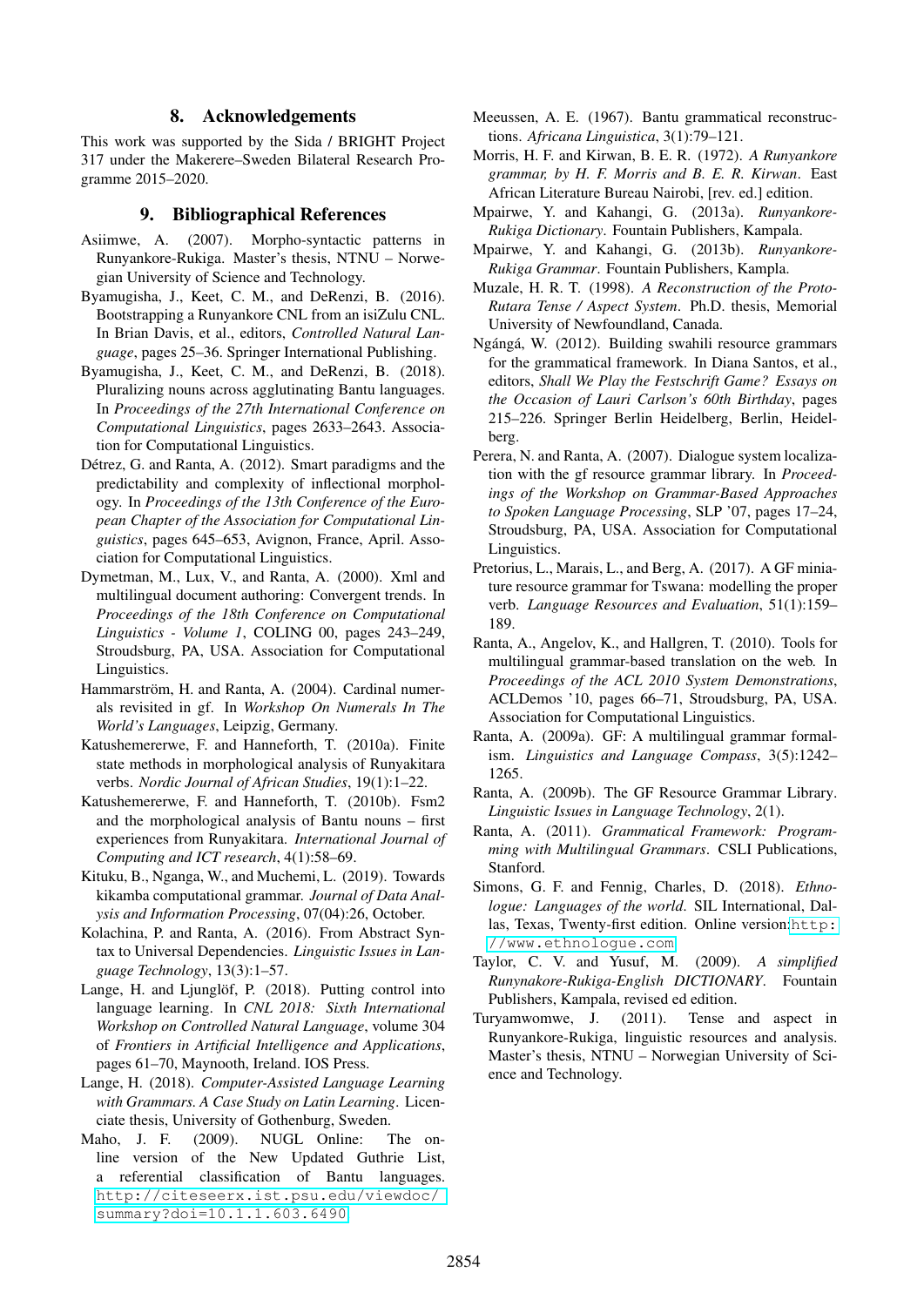## 8. Acknowledgements

This work was supported by the Sida / BRIGHT Project 317 under the Makerere–Sweden Bilateral Research Programme 2015–2020.

## 9. Bibliographical References

Asiimwe, A. (2007). Morpho-syntactic patterns in Runyankore-Rukiga. Master's thesis, NTNU – Norwegian University of Science and Technology.

Byamugisha, J., Keet, C. M., and DeRenzi, B. (2016). Bootstrapping a Runyankore CNL from an isiZulu CNL. In Brian Davis, et al., editors, *Controlled Natural Language*, pages 25–36. Springer International Publishing.

Byamugisha, J., Keet, C. M., and DeRenzi, B. (2018). Pluralizing nouns across agglutinating Bantu languages. In *Proceedings of the 27th International Conference on Computational Linguistics*, pages 2633–2643. Association for Computational Linguistics.

Détrez, G. and Ranta, A. (2012). Smart paradigms and the predictability and complexity of inflectional morphology. In *Proceedings of the 13th Conference of the European Chapter of the Association for Computational Linguistics*, pages 645–653, Avignon, France, April. Association for Computational Linguistics.

Dymetman, M., Lux, V., and Ranta, A. (2000). Xml and multilingual document authoring: Convergent trends. In *Proceedings of the 18th Conference on Computational Linguistics - Volume 1*, COLING 00, pages 243–249, Stroudsburg, PA, USA. Association for Computational Linguistics.

Hammarström, H. and Ranta, A. (2004). Cardinal numerals revisited in gf. In *Workshop On Numerals In The World's Languages*, Leipzig, Germany.

Katushemererwe, F. and Hanneforth, T. (2010a). Finite state methods in morphological analysis of Runyakitara verbs. *Nordic Journal of African Studies*, 19(1):1–22.

Katushemererwe, F. and Hanneforth, T. (2010b). Fsm2 and the morphological analysis of Bantu nouns – first experiences from Runyakitara. *International Journal of Computing and ICT research*, 4(1):58–69.

Kituku, B., Nganga, W., and Muchemi, L. (2019). Towards kikamba computational grammar. *Journal of Data Analysis and Information Processing*, 07(04):26, October.

Kolachina, P. and Ranta, A. (2016). From Abstract Syntax to Universal Dependencies. *Linguistic Issues in Language Technology*, 13(3):1–57.

Lange, H. and Ljunglöf, P. (2018). Putting control into language learning. In *CNL 2018: Sixth International Workshop on Controlled Natural Language*, volume 304 of *Frontiers in Artificial Intelligence and Applications*, pages 61–70, Maynooth, Ireland. IOS Press.

Lange, H. (2018). *Computer-Assisted Language Learning with Grammars. A Case Study on Latin Learning*. Licenciate thesis, University of Gothenburg, Sweden.

Maho, J. F. (2009). NUGL Online: The online version of the New Updated Guthrie List, a referential classification of Bantu languages. http://citeseerx.ist.psu.edu/viewdoc/summary?doi=10.1.1.603.6490.

Meeussen, A. E. (1967). Bantu grammatical reconstructions. *Africana Linguistica*, 3(1):79–121.

Morris, H. F. and Kirwan, B. E. R. (1972). *A Runyankore grammar, by H. F. Morris and B. E. R. Kirwan*. East African Literature Bureau Nairobi, [rev. ed.] edition.

Mpairwe, Y. and Kahangi, G. (2013a). *Runyankore-Rukiga Dictionary*. Fountain Publishers, Kampala.

Mpairwe, Y. and Kahangi, G. (2013b). *Runyankore-Rukiga Grammar*. Fountain Publishers, Kampla.

Muzale, H. R. T. (1998). *A Reconstruction of the Proto-Rutara Tense / Aspect System*. Ph.D. thesis, Memorial University of Newfoundland, Canada.

Ngángá, W. (2012). Building swahili resource grammars for the grammatical framework. In Diana Santos, et al., editors, *Shall We Play the Festschrift Game? Essays on the Occasion of Lauri Carlson's 60th Birthday*, pages 215–226. Springer Berlin Heidelberg, Berlin, Heidelberg.

Perera, N. and Ranta, A. (2007). Dialogue system localization with the gf resource grammar library. In *Proceedings of the Workshop on Grammar-Based Approaches to Spoken Language Processing*, SLP '07, pages 17–24, Stroudsburg, PA, USA. Association for Computational Linguistics.

Pretorius, L., Marais, L., and Berg, A. (2017). A GF miniature resource grammar for Tswana: modelling the proper verb. *Language Resources and Evaluation*, 51(1):159–189.

Ranta, A., Angelov, K., and Hallgren, T. (2010). Tools for multilingual grammar-based translation on the web. In *Proceedings of the ACL 2010 System Demonstrations*, ACLDemos '10, pages 66–71, Stroudsburg, PA, USA. Association for Computational Linguistics.

Ranta, A. (2009a). GF: A multilingual grammar formalism. *Linguistics and Language Compass*, 3(5):1242–1265.

Ranta, A. (2009b). The GF Resource Grammar Library. *Linguistic Issues in Language Technology*, 2(1).

Ranta, A. (2011). *Grammatical Framework: Programming with Multilingual Grammars*. CSLI Publications, Stanford.

Simons, G. F. and Fennig, Charles, D. (2018). *Ethnologue: Languages of the world*. SIL International, Dallas, Texas, Twenty-first edition. Online version:http://www.ethnologue.com.

Taylor, C. V. and Yusuf, M. (2009). *A simplified Runynakore-Rukiga-English DICTIONARY*. Fountain Publishers, Kampala, revised ed edition.

Turyamwomwe, J. (2011). Tense and aspect in Runyankore-Rukiga, linguistic resources and analysis. Master's thesis, NTNU – Norwegian University of Science and Technology.